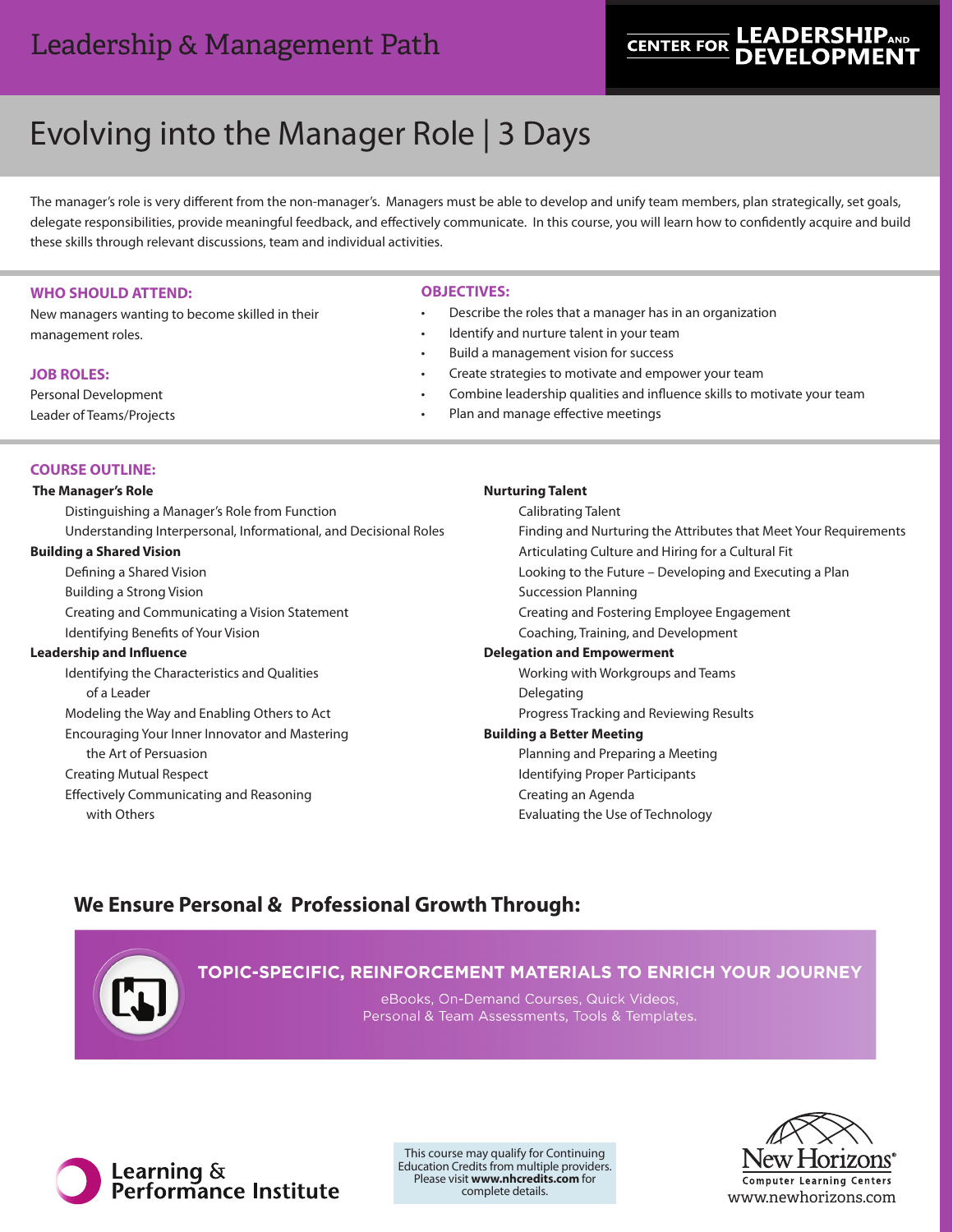Leadership & Management Path

CENTER FOR LEADERSHIP AND DEVELOPMENT

# Evolving into the Manager Role | 3 Days

The manager's role is very different from the non-manager's. Managers must be able to develop and unify team members, plan strategically, set goals, delegate responsibilities, provide meaningful feedback, and effectively communicate. In this course, you will learn how to confidently acquire and build these skills through relevant discussions, team and individual activities.

## WHO SHOULD ATTEND:

New managers wanting to become skilled in their management roles.

## JOB ROLES:

Personal Development
Leader of Teams/Projects

## OBJECTIVES:

- Describe the roles that a manager has in an organization
- Identify and nurture talent in your team
- Build a management vision for success
- Create strategies to motivate and empower your team
- Combine leadership qualities and influence skills to motivate your team
- Plan and manage effective meetings

## COURSE OUTLINE:

**The Manager's Role**
- Distinguishing a Manager's Role from Function
- Understanding Interpersonal, Informational, and Decisional Roles

**Building a Shared Vision**
- Defining a Shared Vision
- Building a Strong Vision
- Creating and Communicating a Vision Statement
- Identifying Benefits of Your Vision

**Leadership and Influence**
- Identifying the Characteristics and Qualities of a Leader
- Modeling the Way and Enabling Others to Act
- Encouraging Your Inner Innovator and Mastering the Art of Persuasion
- Creating Mutual Respect
- Effectively Communicating and Reasoning with Others

**Nurturing Talent**
- Calibrating Talent
- Finding and Nurturing the Attributes that Meet Your Requirements
- Articulating Culture and Hiring for a Cultural Fit
- Looking to the Future – Developing and Executing a Plan
- Succession Planning
- Creating and Fostering Employee Engagement
- Coaching, Training, and Development

**Delegation and Empowerment**
- Working with Workgroups and Teams
- Delegating
- Progress Tracking and Reviewing Results

**Building a Better Meeting**
- Planning and Preparing a Meeting
- Identifying Proper Participants
- Creating an Agenda
- Evaluating the Use of Technology

## We Ensure Personal & Professional Growth Through:

**TOPIC-SPECIFIC, REINFORCEMENT MATERIALS TO ENRICH YOUR JOURNEY**

eBooks, On-Demand Courses, Quick Videos, Personal & Team Assessments, Tools & Templates.

Learning & Performance Institute

This course may qualify for Continuing Education Credits from multiple providers. Please visit **www.nhcredits.com** for complete details.

New Horizons® Computer Learning Centers
www.newhorizons.com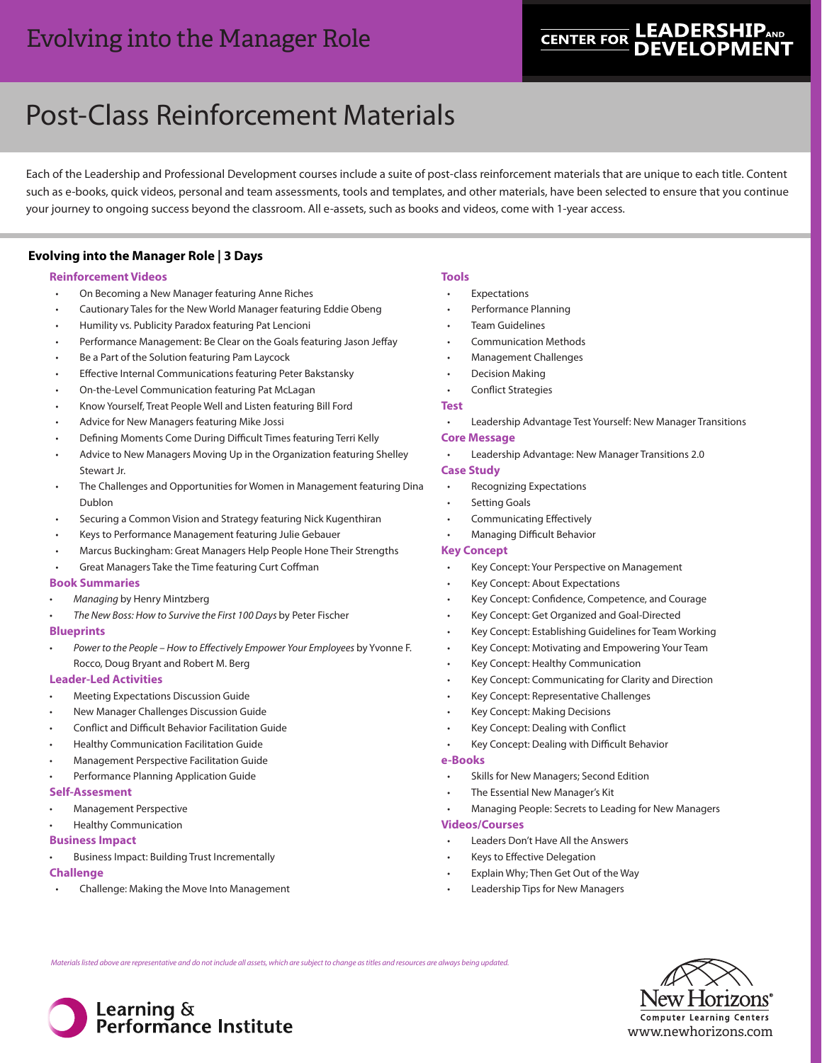# Evolving into the Manager Role

CENTER FOR LEADERSHIP AND DEVELOPMENT

## Post-Class Reinforcement Materials

Each of the Leadership and Professional Development courses include a suite of post-class reinforcement materials that are unique to each title. Content such as e-books, quick videos, personal and team assessments, tools and templates, and other materials, have been selected to ensure that you continue your journey to ongoing success beyond the classroom. All e-assets, such as books and videos, come with 1-year access.

### Evolving into the Manager Role | 3 Days

**Reinforcement Videos**

- On Becoming a New Manager featuring Anne Riches
- Cautionary Tales for the New World Manager featuring Eddie Obeng
- Humility vs. Publicity Paradox featuring Pat Lencioni
- Performance Management: Be Clear on the Goals featuring Jason Jeffay
- Be a Part of the Solution featuring Pam Laycock
- Effective Internal Communications featuring Peter Bakstansky
- On-the-Level Communication featuring Pat McLagan
- Know Yourself, Treat People Well and Listen featuring Bill Ford
- Advice for New Managers featuring Mike Jossi
- Defining Moments Come During Difficult Times featuring Terri Kelly
- Advice to New Managers Moving Up in the Organization featuring Shelley Stewart Jr.
- The Challenges and Opportunities for Women in Management featuring Dina Dublon
- Securing a Common Vision and Strategy featuring Nick Kugenthiran
- Keys to Performance Management featuring Julie Gebauer
- Marcus Buckingham: Great Managers Help People Hone Their Strengths
- Great Managers Take the Time featuring Curt Coffman

**Book Summaries**

- *Managing* by Henry Mintzberg
- *The New Boss: How to Survive the First 100 Days* by Peter Fischer

**Blueprints**

- *Power to the People – How to Effectively Empower Your Employees* by Yvonne F. Rocco, Doug Bryant and Robert M. Berg

**Leader-Led Activities**

- Meeting Expectations Discussion Guide
- New Manager Challenges Discussion Guide
- Conflict and Difficult Behavior Facilitation Guide
- Healthy Communication Facilitation Guide
- Management Perspective Facilitation Guide
- Performance Planning Application Guide

**Self-Assesment**

- Management Perspective
- Healthy Communication

**Business Impact**

- Business Impact: Building Trust Incrementally

**Challenge**

- Challenge: Making the Move Into Management

**Tools**

- Expectations
- Performance Planning
- Team Guidelines
- Communication Methods
- Management Challenges
- Decision Making
- Conflict Strategies

**Test**

- Leadership Advantage Test Yourself: New Manager Transitions

**Core Message**

- Leadership Advantage: New Manager Transitions 2.0

**Case Study**

- Recognizing Expectations
- Setting Goals
- Communicating Effectively
- Managing Difficult Behavior

**Key Concept**

- Key Concept: Your Perspective on Management
- Key Concept: About Expectations
- Key Concept: Confidence, Competence, and Courage
- Key Concept: Get Organized and Goal-Directed
- Key Concept: Establishing Guidelines for Team Working
- Key Concept: Motivating and Empowering Your Team
- Key Concept: Healthy Communication
- Key Concept: Communicating for Clarity and Direction
- Key Concept: Representative Challenges
- Key Concept: Making Decisions
- Key Concept: Dealing with Conflict
- Key Concept: Dealing with Difficult Behavior

**e-Books**

- Skills for New Managers; Second Edition
- The Essential New Manager's Kit
- Managing People: Secrets to Leading for New Managers

**Videos/Courses**

- Leaders Don't Have All the Answers
- Keys to Effective Delegation
- Explain Why; Then Get Out of the Way
- Leadership Tips for New Managers

*Materials listed above are representative and do not include all assets, which are subject to change as titles and resources are always being updated.*

Learning & Performance Institute

New Horizons® Computer Learning Centers
www.newhorizons.com